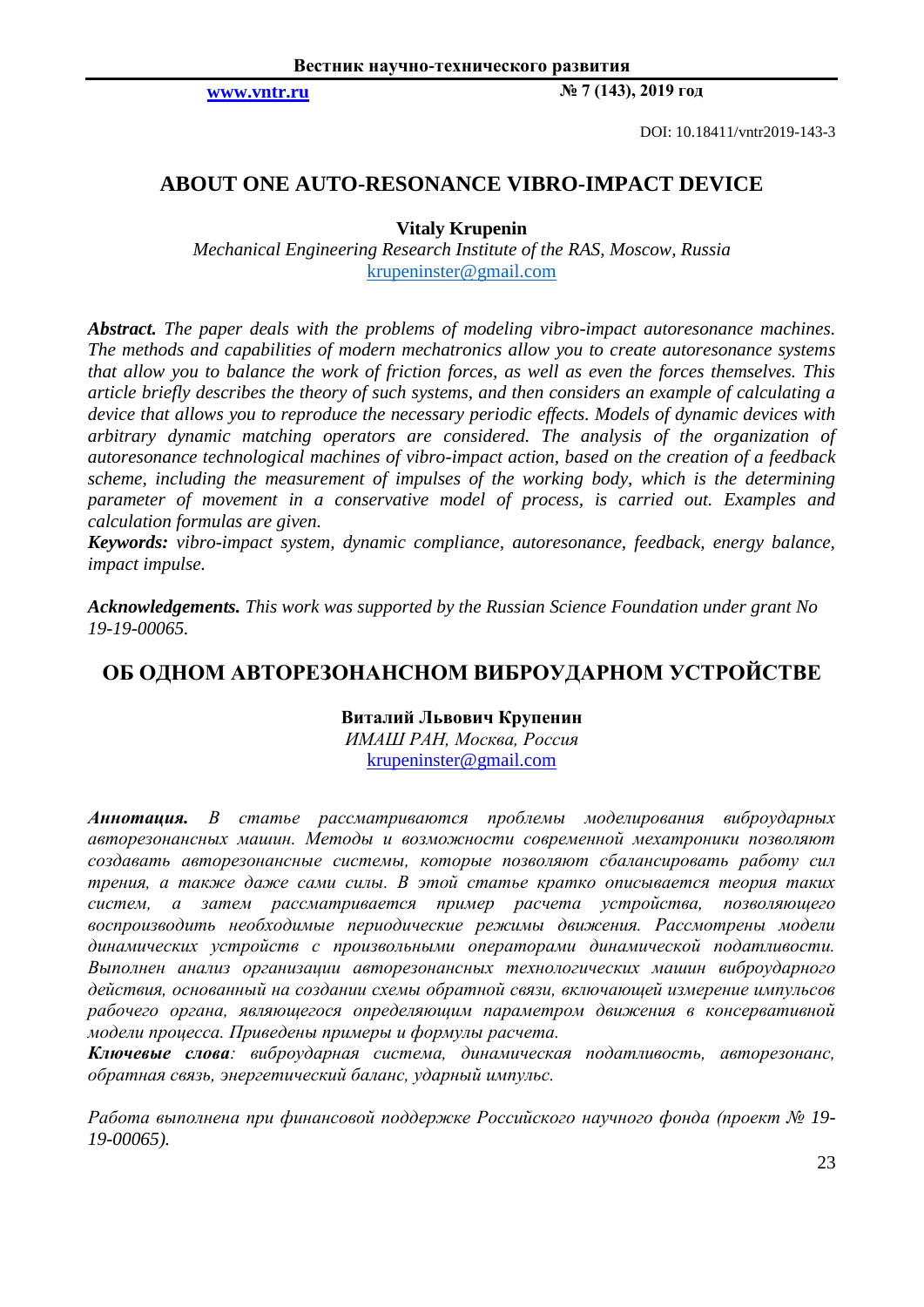DOI: 10.18411/vntr2019-143-3

# ABOUT ONE AUTO-RESONANCE VIBRO-IMPACT DEVICE

**Vitaly Krupenin**

*Mechanical Engineering Research Institute of the RAS, Moscow, Russia*

krupeninster@gmail.com

***Abstract.*** *The paper deals with the problems of modeling vibro-impact autoresonance machines. The methods and capabilities of modern mechatronics allow you to create autoresonance systems that allow you to balance the work of friction forces, as well as even the forces themselves. This article briefly describes the theory of such systems, and then considers an example of calculating a device that allows you to reproduce the necessary periodic effects. Models of dynamic devices with arbitrary dynamic matching operators are considered. The analysis of the organization of autoresonance technological machines of vibro-impact action, based on the creation of a feedback scheme, including the measurement of impulses of the working body, which is the determining parameter of movement in a conservative model of process, is carried out. Examples and calculation formulas are given.*

***Keywords:*** *vibro-impact system, dynamic compliance, autoresonance, feedback, energy balance, impact impulse.*

***Acknowledgements.*** *This work was supported by the Russian Science Foundation under grant No 19-19-00065.*

# ОБ ОДНОМ АВТОРЕЗОНАНСНОМ ВИБРОУДАРНОМ УСТРОЙСТВЕ

**Виталий Львович Крупенин**

*ИМАШ РАН, Москва, Россия*

krupeninster@gmail.com

***Аннотация.*** *В статье рассматриваются проблемы моделирования виброударных авторезонансных машин. Методы и возможности современной мехатроники позволяют создавать авторезонансные системы, которые позволяют сбалансировать работу сил трения, а также даже сами силы. В этой статье кратко описывается теория таких систем, а затем рассматривается пример расчета устройства, позволяющего воспроизводить необходимые периодические режимы движения. Рассмотрены модели динамических устройств с произвольными операторами динамической податливости. Выполнен анализ организации авторезонансных технологических машин виброударного действия, основанный на создании схемы обратной связи, включающей измерение импульсов рабочего органа, являющегося определяющим параметром движения в консервативной модели процесса. Приведены примеры и формулы расчета.*

***Ключевые слова****: виброударная система, динамическая податливость, авторезонанс, обратная связь, энергетический баланс, ударный импульс.*

*Работа выполнена при финансовой поддержке Российского научного фонда (проект № 19-19-00065).*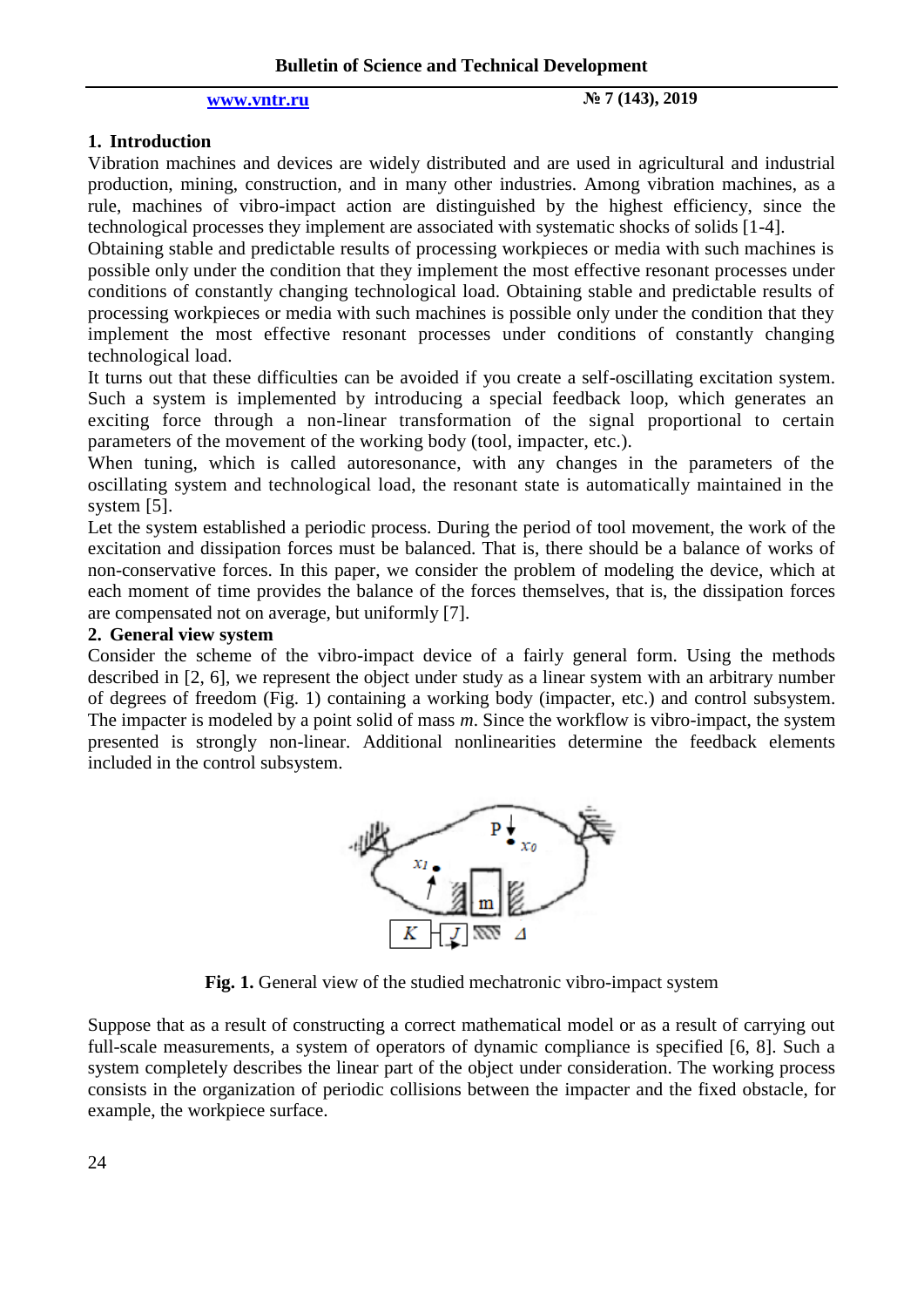## 1. Introduction

Vibration machines and devices are widely distributed and are used in agricultural and industrial production, mining, construction, and in many other industries. Among vibration machines, as a rule, machines of vibro-impact action are distinguished by the highest efficiency, since the technological processes they implement are associated with systematic shocks of solids [1-4].

Obtaining stable and predictable results of processing workpieces or media with such machines is possible only under the condition that they implement the most effective resonant processes under conditions of constantly changing technological load. Obtaining stable and predictable results of processing workpieces or media with such machines is possible only under the condition that they implement the most effective resonant processes under conditions of constantly changing technological load.

It turns out that these difficulties can be avoided if you create a self-oscillating excitation system. Such a system is implemented by introducing a special feedback loop, which generates an exciting force through a non-linear transformation of the signal proportional to certain parameters of the movement of the working body (tool, impacter, etc.).

When tuning, which is called autoresonance, with any changes in the parameters of the oscillating system and technological load, the resonant state is automatically maintained in the system [5].

Let the system established a periodic process. During the period of tool movement, the work of the excitation and dissipation forces must be balanced. That is, there should be a balance of works of non-conservative forces. In this paper, we consider the problem of modeling the device, which at each moment of time provides the balance of the forces themselves, that is, the dissipation forces are compensated not on average, but uniformly [7].

## 2. General view system

Consider the scheme of the vibro-impact device of a fairly general form. Using the methods described in [2, 6], we represent the object under study as a linear system with an arbitrary number of degrees of freedom (Fig. 1) containing a working body (impacter, etc.) and control subsystem. The impacter is modeled by a point solid of mass *m*. Since the workflow is vibro-impact, the system presented is strongly non-linear. Additional nonlinearities determine the feedback elements included in the control subsystem.

**Fig. 1.** General view of the studied mechatronic vibro-impact system

Suppose that as a result of constructing a correct mathematical model or as a result of carrying out full-scale measurements, a system of operators of dynamic compliance is specified [6, 8]. Such a system completely describes the linear part of the object under consideration. The working process consists in the organization of periodic collisions between the impacter and the fixed obstacle, for example, the workpiece surface.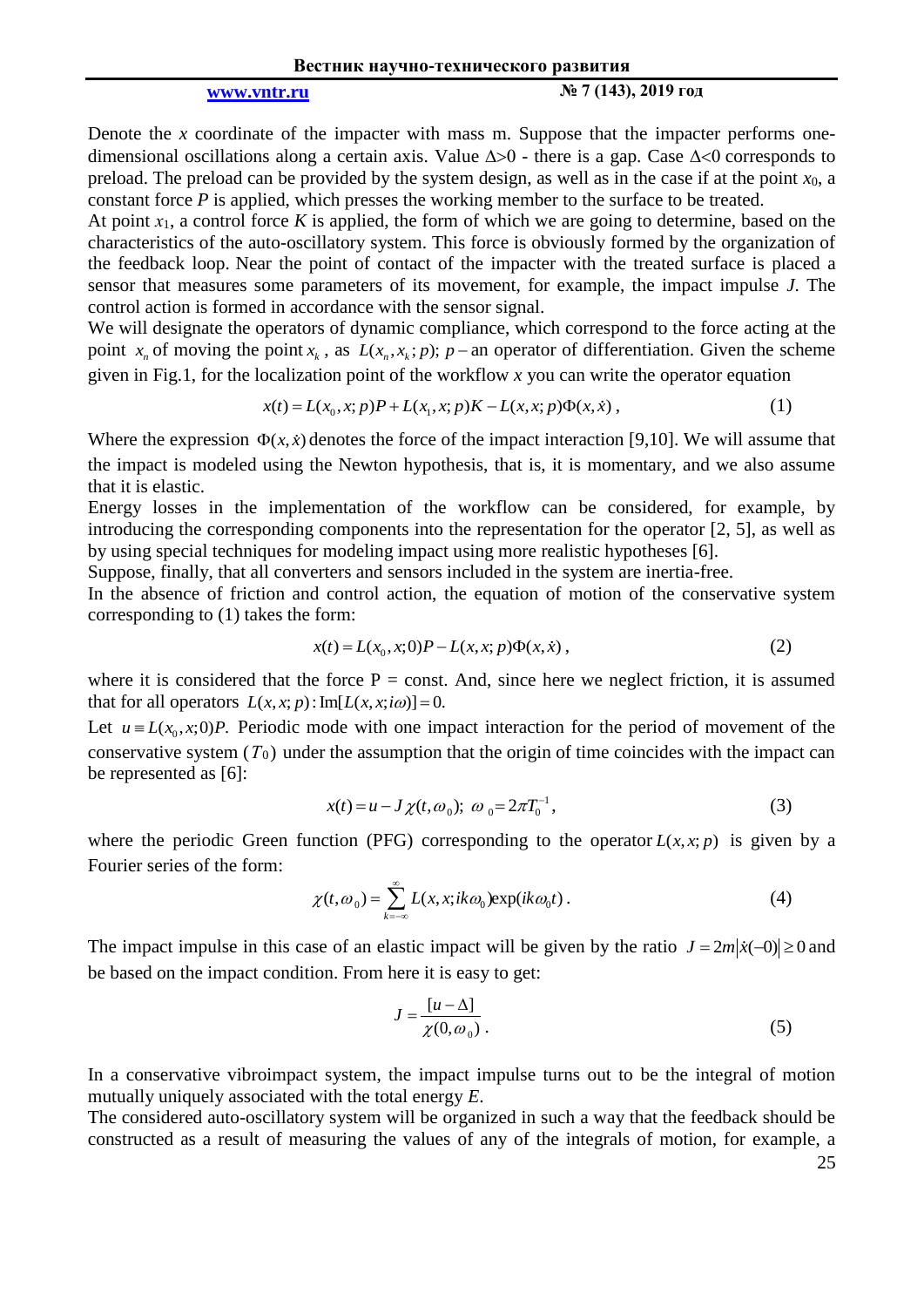Denote the $x$ coordinate of the impacter with mass m. Suppose that the impacter performs one-dimensional oscillations along a certain axis. Value $\Delta$>0 - there is a gap. Case $\Delta$<0 corresponds to preload. The preload can be provided by the system design, as well as in the case if at the point $x_0$, a constant force $P$ is applied, which presses the working member to the surface to be treated.

At point $x_1$, a control force $K$ is applied, the form of which we are going to determine, based on the characteristics of the auto-oscillatory system. This force is obviously formed by the organization of the feedback loop. Near the point of contact of the impacter with the treated surface is placed a sensor that measures some parameters of its movement, for example, the impact impulse $J$. The control action is formed in accordance with the sensor signal.

We will designate the operators of dynamic compliance, which correspond to the force acting at the point $x_n$ of moving the point $x_k$, as $L(x_n, x_k; p)$; $p$ – an operator of differentiation. Given the scheme given in Fig.1, for the localization point of the workflow $x$ you can write the operator equation

$$x(t) = L(x_0, x; p)P + L(x_1, x; p)K - L(x, x; p)\Phi(x, \dot{x}), \tag{1}$$

Where the expression $\Phi(x, \dot{x})$ denotes the force of the impact interaction [9,10]. We will assume that the impact is modeled using the Newton hypothesis, that is, it is momentary, and we also assume that it is elastic.

Energy losses in the implementation of the workflow can be considered, for example, by introducing the corresponding components into the representation for the operator [2, 5], as well as by using special techniques for modeling impact using more realistic hypotheses [6].

Suppose, finally, that all converters and sensors included in the system are inertia-free.

In the absence of friction and control action, the equation of motion of the conservative system corresponding to (1) takes the form:

$$x(t) = L(x_0, x; 0)P - L(x, x; p)\Phi(x, \dot{x}), \tag{2}$$

where it is considered that the force P = const. And, since here we neglect friction, it is assumed that for all operators $L(x, x; p) : \mathrm{Im}[L(x, x; i\omega)] = 0.$

Let $u \equiv L(x_0, x; 0)P.$ Periodic mode with one impact interaction for the period of movement of the conservative system ($T_0$) under the assumption that the origin of time coincides with the impact can be represented as [6]:

$$x(t) = u - J\,\chi(t, \omega_0);\ \omega_0 = 2\pi T_0^{-1}, \tag{3}$$

where the periodic Green function (PFG) corresponding to the operator $L(x, x; p)$ is given by a Fourier series of the form:

$$\chi(t, \omega_0) = \sum_{k=-\infty}^{\infty} L(x, x; ik\omega_0)\exp(ik\omega_0 t)\,. \tag{4}$$

The impact impulse in this case of an elastic impact will be given by the ratio $J = 2m|\dot{x}(-0)| \geq 0$ and be based on the impact condition. From here it is easy to get:

$$J = \frac{[u - \Delta]}{\chi(0, \omega_0)}\,. \tag{5}$$

In a conservative vibroimpact system, the impact impulse turns out to be the integral of motion mutually uniquely associated with the total energy $E$.

The considered auto-oscillatory system will be organized in such a way that the feedback should be constructed as a result of measuring the values of any of the integrals of motion, for example, a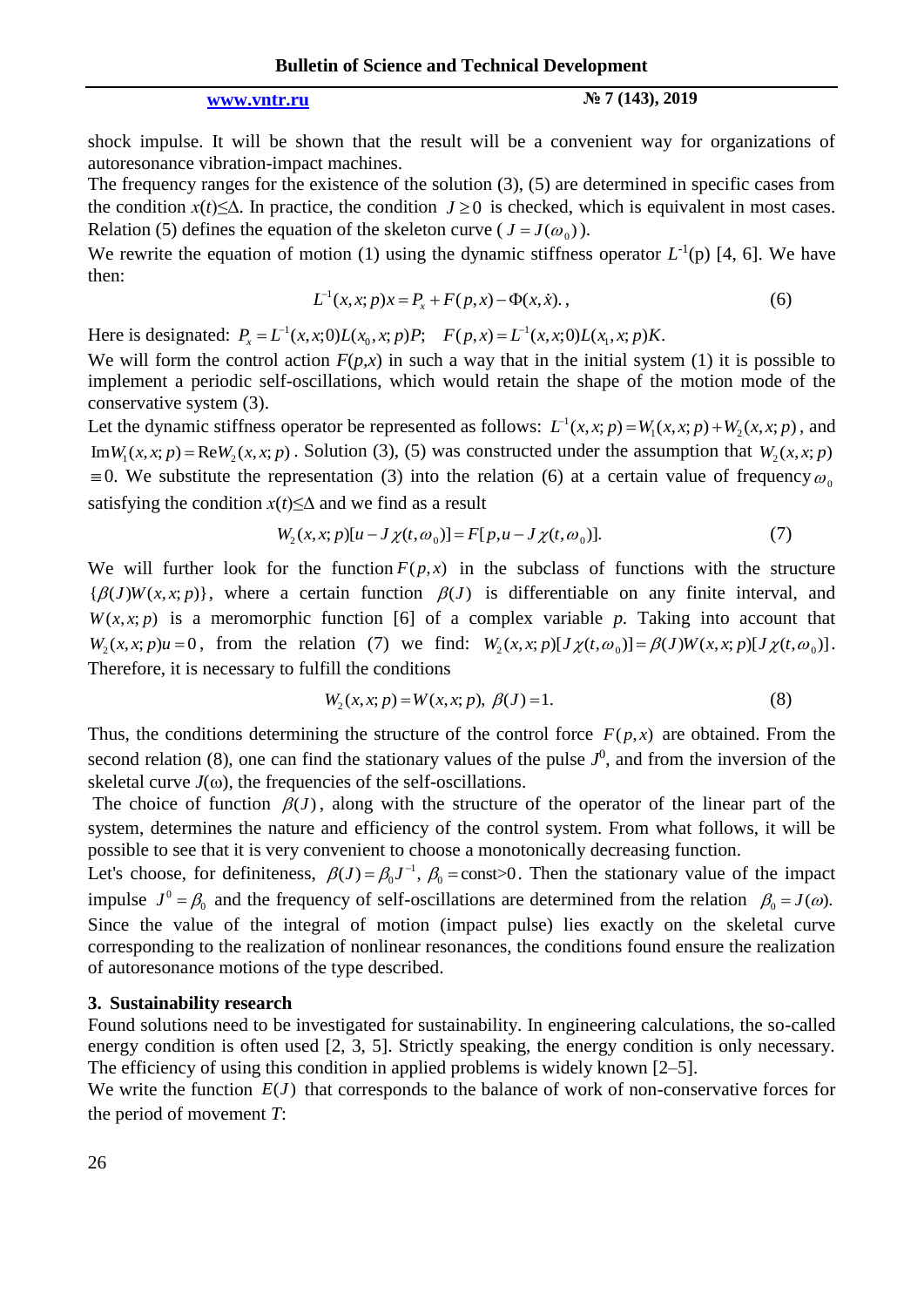shock impulse. It will be shown that the result will be a convenient way for organizations of autoresonance vibration-impact machines.

The frequency ranges for the existence of the solution (3), (5) are determined in specific cases from the condition $x(t) \leq \Delta$. In practice, the condition $J \geq 0$ is checked, which is equivalent in most cases. Relation (5) defines the equation of the skeleton curve ($J = J(\omega_0)$).

We rewrite the equation of motion (1) using the dynamic stiffness operator $L^{-1}(p)$ [4, 6]. We have then:

$$L^{-1}(x,x;p)x = P_x + F(p,x) - \Phi(x,\dot{x}).,\tag{6}$$

Here is designated: $P_x = L^{-1}(x,x;0)L(x_0,x;p)P;\quad F(p,x) = L^{-1}(x,x;0)L(x_1,x;p)K.$

We will form the control action $F(p,x)$ in such a way that in the initial system (1) it is possible to implement a periodic self-oscillations, which would retain the shape of the motion mode of the conservative system (3).

Let the dynamic stiffness operator be represented as follows: $L^{-1}(x,x;p) = W_1(x,x;p) + W_2(x,x;p)$, and $\mathrm{Im}W_1(x,x;p) = \mathrm{Re}W_2(x,x;p)$. Solution (3), (5) was constructed under the assumption that $W_2(x,x;p) \equiv 0$. We substitute the representation (3) into the relation (6) at a certain value of frequency $\omega_0$ satisfying the condition $x(t) \leq \Delta$ and we find as a result

$$W_2(x,x;p)[u - J\chi(t,\omega_0)] = F[p, u - J\chi(t,\omega_0)].\tag{7}$$

We will further look for the function $F(p,x)$ in the subclass of functions with the structure $\{\beta(J)W(x,x;p)\}$, where a certain function $\beta(J)$ is differentiable on any finite interval, and $W(x,x;p)$ is a meromorphic function [6] of a complex variable $p$. Taking into account that $W_2(x,x;p)u = 0$, from the relation (7) we find: $W_2(x,x;p)[J\chi(t,\omega_0)] = \beta(J)W(x,x;p)[J\chi(t,\omega_0)]$. Therefore, it is necessary to fulfill the conditions

$$W_2(x,x;p) = W(x,x;p),\ \beta(J) = 1.\tag{8}$$

Thus, the conditions determining the structure of the control force $F(p,x)$ are obtained. From the second relation (8), one can find the stationary values of the pulse $J^0$, and from the inversion of the skeletal curve $J(\omega)$, the frequencies of the self-oscillations.

The choice of function $\beta(J)$, along with the structure of the operator of the linear part of the system, determines the nature and efficiency of the control system. From what follows, it will be possible to see that it is very convenient to choose a monotonically decreasing function.

Let's choose, for definiteness, $\beta(J) = \beta_0 J^{-1}$, $\beta_0 = \text{const}>0$. Then the stationary value of the impact impulse $J^0 = \beta_0$ and the frequency of self-oscillations are determined from the relation $\beta_0 = J(\omega)$. Since the value of the integral of motion (impact pulse) lies exactly on the skeletal curve corresponding to the realization of nonlinear resonances, the conditions found ensure the realization of autoresonance motions of the type described.

### 3. Sustainability research

Found solutions need to be investigated for sustainability. In engineering calculations, the so-called energy condition is often used [2, 3, 5]. Strictly speaking, the energy condition is only necessary. The efficiency of using this condition in applied problems is widely known [2–5].

We write the function $E(J)$ that corresponds to the balance of work of non-conservative forces for the period of movement $T$: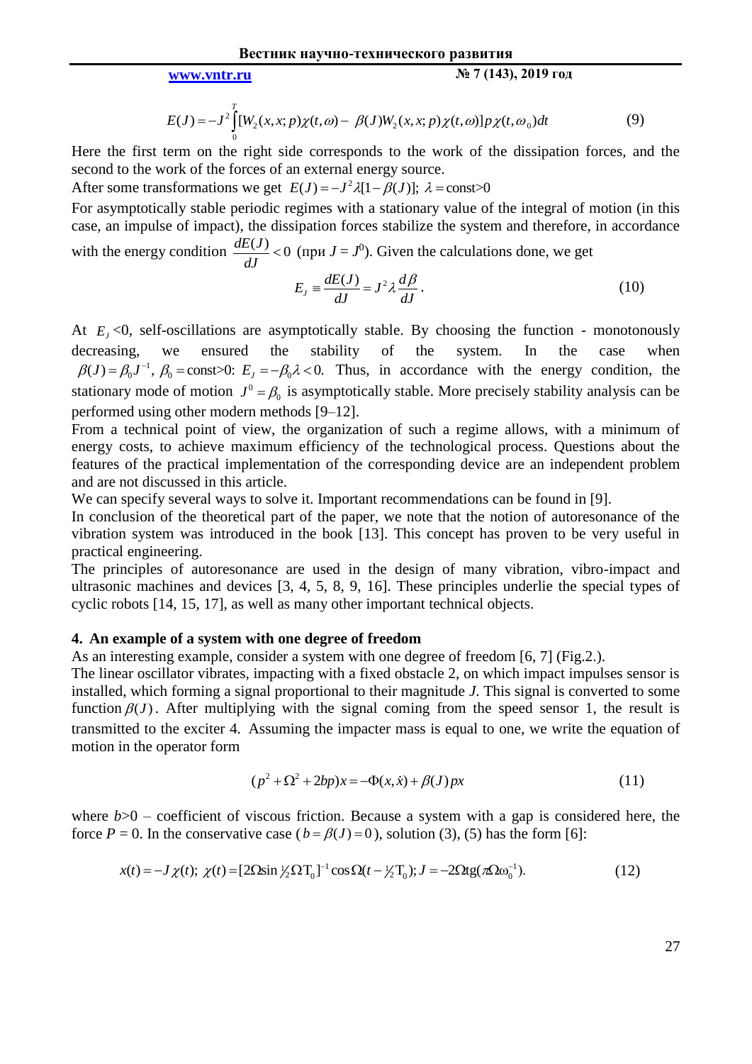$$E(J) = -J^2 \int_0^T [W_2(x,x;p)\chi(t,\omega) - \beta(J) W_2(x,x;p)\chi(t,\omega)] p\chi(t,\omega_0) dt \tag{9}$$

Here the first term on the right side corresponds to the work of the dissipation forces, and the second to the work of the forces of an external energy source.

After some transformations we get $E(J) = -J^2\lambda[1-\beta(J)]$; $\lambda = \text{const}>0$

For asymptotically stable periodic regimes with a stationary value of the integral of motion (in this case, an impulse of impact), the dissipation forces stabilize the system and therefore, in accordance with the energy condition $\dfrac{dE(J)}{dJ} < 0$ (при $J = J^0$). Given the calculations done, we get

$$E_J \equiv \frac{dE(J)}{dJ} = J^2 \lambda \frac{d\beta}{dJ}. \tag{10}$$

At $E_J$<0, self-oscillations are asymptotically stable. By choosing the function - monotonously decreasing, we ensured the stability of the system. In the case when $\beta(J) = \beta_0 J^{-1}$, $\beta_0 = \text{const}>0$: $E_J = -\beta_0 \lambda < 0$. Thus, in accordance with the energy condition, the stationary mode of motion $J^0 = \beta_0$ is asymptotically stable. More precisely stability analysis can be performed using other modern methods [9–12].

From a technical point of view, the organization of such a regime allows, with a minimum of energy costs, to achieve maximum efficiency of the technological process. Questions about the features of the practical implementation of the corresponding device are an independent problem and are not discussed in this article.

We can specify several ways to solve it. Important recommendations can be found in [9].

In conclusion of the theoretical part of the paper, we note that the notion of autoresonance of the vibration system was introduced in the book [13]. This concept has proven to be very useful in practical engineering.

The principles of autoresonance are used in the design of many vibration, vibro-impact and ultrasonic machines and devices [3, 4, 5, 8, 9, 16]. These principles underlie the special types of cyclic robots [14, 15, 17], as well as many other important technical objects.

## 4. An example of a system with one degree of freedom

As an interesting example, consider a system with one degree of freedom [6, 7] (Fig.2.).

The linear oscillator vibrates, impacting with a fixed obstacle 2, on which impact impulses sensor is installed, which forming a signal proportional to their magnitude *J*. This signal is converted to some function $\beta(J)$. After multiplying with the signal coming from the speed sensor 1, the result is transmitted to the exciter 4. Assuming the impacter mass is equal to one, we write the equation of motion in the operator form

$$(p^2 + \Omega^2 + 2bp)x = -\Phi(x,\dot{x}) + \beta(J)px \tag{11}$$

where $b$>0 – coefficient of viscous friction. Because a system with a gap is considered here, the force $P$ = 0. In the conservative case ($b = \beta(J) = 0$), solution (3), (5) has the form [6]:

$$x(t) = -J\chi(t);\ \chi(t) = [2\Omega \sin \tfrac{1}{2}\Omega \mathrm{T}_0]^{-1} \cos \Omega (t - \tfrac{1}{2}\mathrm{T}_0);\ J = -2\Omega \mathrm{tg}(\pi \Omega \omega_0^{-1}). \tag{12}$$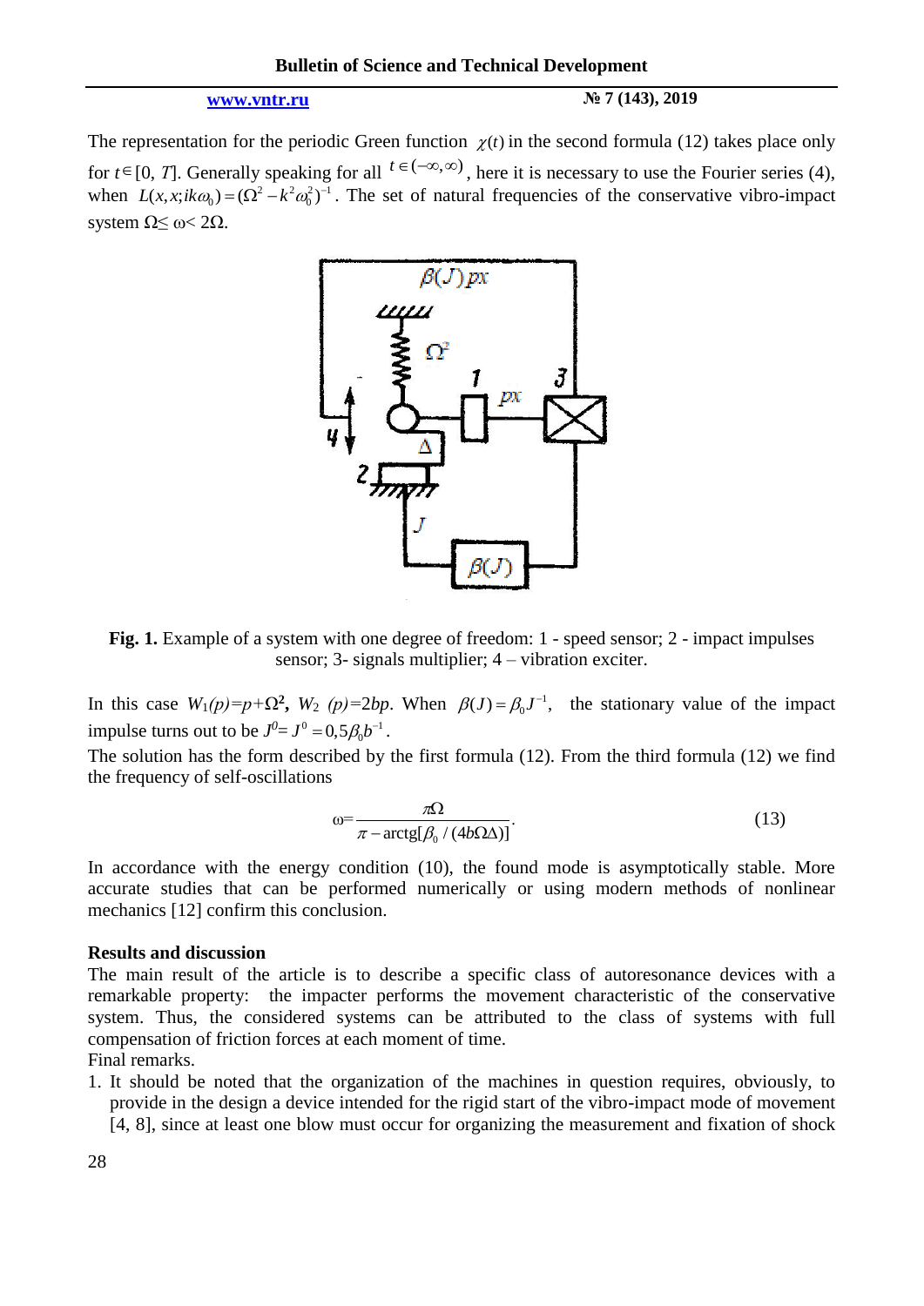The representation for the periodic Green function $\chi(t)$ in the second formula (12) takes place only for $t \in [0, T]$. Generally speaking for all $t \in (-\infty, \infty)$, here it is necessary to use the Fourier series (4), when $L(x, x; ik\omega_0) = (\Omega^2 - k^2\omega_0^2)^{-1}$. The set of natural frequencies of the conservative vibro-impact system $\Omega \leq \omega < 2\Omega$.

**Fig. 1.** Example of a system with one degree of freedom: 1 - speed sensor; 2 - impact impulses sensor; 3- signals multiplier; 4 – vibration exciter.

In this case $W_1(p) = p + \Omega^2$, $W_2(p) = 2bp$. When $\beta(J) = \beta_0 J^{-1}$, the stationary value of the impact impulse turns out to be $J^0 = J^0 = 0{,}5\beta_0 b^{-1}$.

The solution has the form described by the first formula (12). From the third formula (12) we find the frequency of self-oscillations

$$\omega = \frac{\pi\Omega}{\pi - \operatorname{arctg}[\beta_0 / (4b\Omega\Delta)]}. \tag{13}$$

In accordance with the energy condition (10), the found mode is asymptotically stable. More accurate studies that can be performed numerically or using modern methods of nonlinear mechanics [12] confirm this conclusion.

**Results and discussion**

The main result of the article is to describe a specific class of autoresonance devices with a remarkable property: the impacter performs the movement characteristic of the conservative system. Thus, the considered systems can be attributed to the class of systems with full compensation of friction forces at each moment of time.

Final remarks.

1. It should be noted that the organization of the machines in question requires, obviously, to provide in the design a device intended for the rigid start of the vibro-impact mode of movement [4, 8], since at least one blow must occur for organizing the measurement and fixation of shock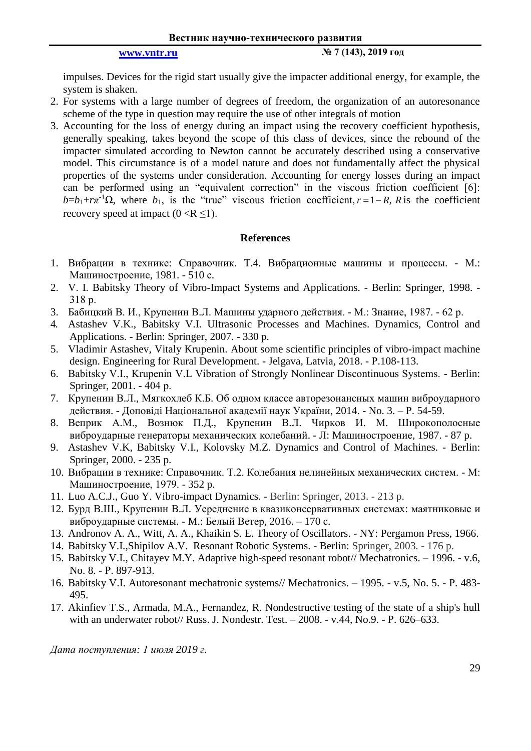impulses. Devices for the rigid start usually give the impacter additional energy, for example, the system is shaken.

2. For systems with a large number of degrees of freedom, the organization of an autoresonance scheme of the type in question may require the use of other integrals of motion
3. Accounting for the loss of energy during an impact using the recovery coefficient hypothesis, generally speaking, takes beyond the scope of this class of devices, since the rebound of the impacter simulated according to Newton cannot be accurately described using a conservative model. This circumstance is of a model nature and does not fundamentally affect the physical properties of the systems under consideration. Accounting for energy losses during an impact can be performed using an "equivalent correction" in the viscous friction coefficient [6]: $b=b_1+r\pi^{-1}\Omega$, where $b_1$, is the "true" viscous friction coefficient, $r=1-R$, $R$ is the coefficient recovery speed at impact ($0<R\leq 1$).

## References

1. Вибрации в технике: Справочник. Т.4. Вибрационные машины и процессы. - М.: Машиностроение, 1981. - 510 с.
2. V. I. Babitsky Theory of Vibro-Impact Systems and Applications. - Berlin: Springer, 1998. - 318 p.
3. Бабицкий В. И., Крупенин В.Л. Машины ударного действия. - М.: Знание, 1987. - 62 р.
4. Astashev V.K., Babitsky V.I. Ultrasonic Processes and Machines. Dynamics, Control and Applications. - Berlin: Springer, 2007. - 330 p.
5. Vladimir Astashev, Vitaly Krupenin. About some scientific principles of vibro-impact machine design. Engineering for Rural Development. - Jelgava, Latvia, 2018. - P.108-113.
6. Babitsky V.I., Krupenin V.L Vibration of Strongly Nonlinear Discontinuous Systems. - Berlin: Springer, 2001. - 404 p.
7. Крупенин В.Л., Мягкохлеб К.Б. Об одном классе авторезонансных машин виброударного действия. - Доповіді Національної академії наук України, 2014. - No. 3. – P. 54-59.
8. Веприк А.М., Вознюк П.Д., Крупенин В.Л. Чирков И. М. Широкополосные виброударные генераторы механических колебаний. - Л: Машиностроение, 1987. - 87 р.
9. Astashev V.K, Babitsky V.I., Kolovsky M.Z. Dynamics and Control of Machines. - Berlin: Springer, 2000. - 235 p.
10. Вибрации в технике: Справочник. Т.2. Колебания нелинейных механических систем. - М: Машиностроение, 1979. - 352 р.
11. Luo A.C.J., Guo Y. Vibro-impact Dynamics. - Berlin: Springer, 2013. - 213 p.
12. Бурд В.Ш., Крупенин В.Л. Усреднение в квазиконсервативных системах: маятниковые и виброударные системы. - М.: Белый Ветер, 2016. – 170 с.
13. Andronov A. A., Witt, A. A., Khaikin S. E. Theory of Oscillators. - NY: Pergamon Press, 1966.
14. Babitsky V.I.,Shipilov A.V. Resonant Robotic Systems. - Berlin: Springer, 2003. - 176 p.
15. Babitsky V.I., Chitayev M.Y. Adaptive high-speed resonant robot// Mechatronics. – 1996. - v.6, No. 8. - P. 897-913.
16. Babitsky V.I. Autoresonant mechatronic systems// Mechatronics. – 1995. - v.5, No. 5. - P. 483-495.
17. Akinfiev T.S., Armada, M.A., Fernandez, R. Nondestructive testing of the state of a ship's hull with an underwater robot// Russ. J. Nondestr. Test. – 2008. - v.44, No.9. - P. 626–633.

*Дата поступления: 1 июля 2019 г.*